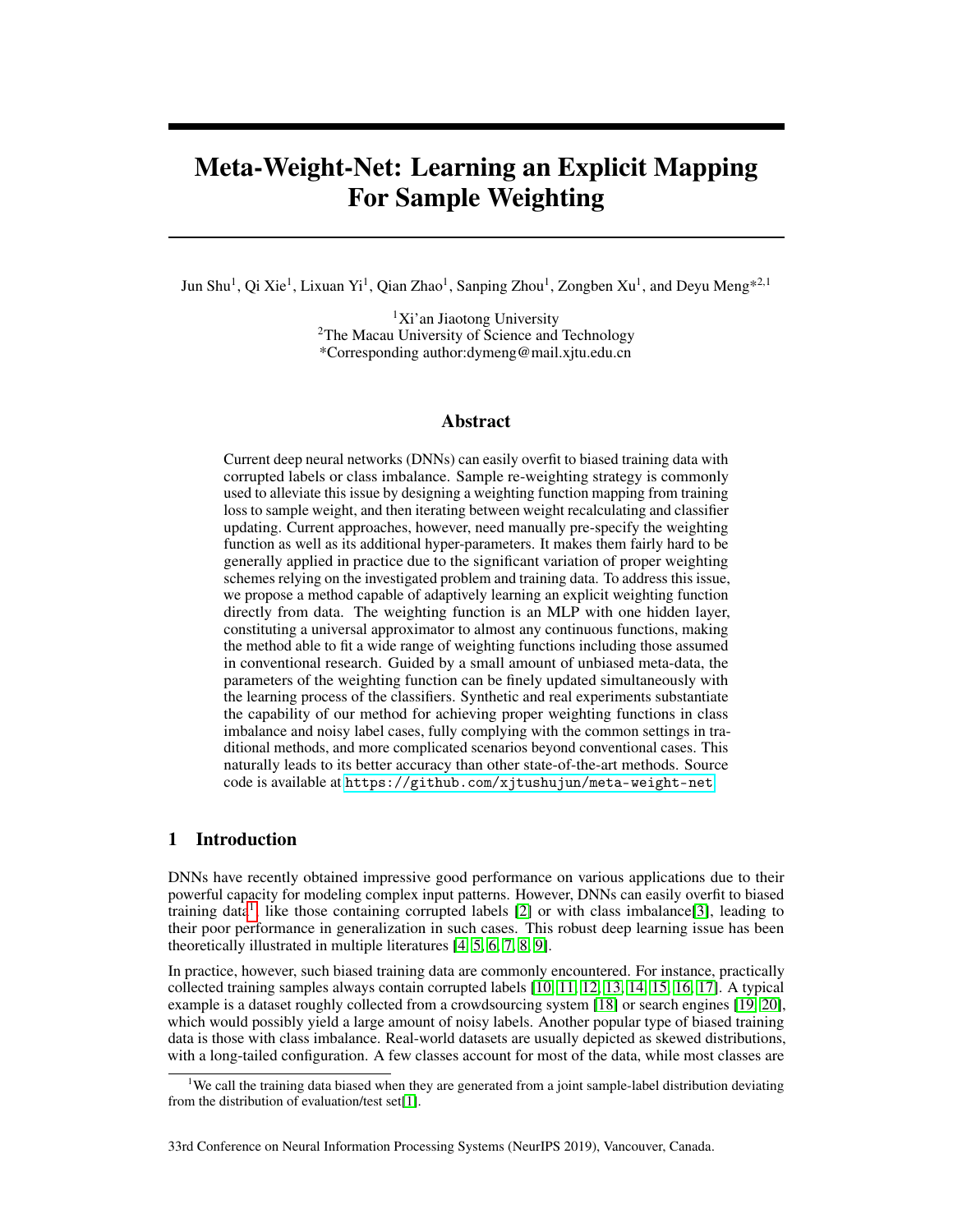# Meta-Weight-Net: Learning an Explicit Mapping For Sample Weighting

Jun Shu[1], Qi Xie[1], Lixuan Yi[1], Qian Zhao[1], Sanping Zhou[1], Zongben Xu[1], and Deyu Meng*[2,1]

[1]Xi'an Jiaotong University
[2]The Macau University of Science and Technology
*Corresponding author:dymeng@mail.xjtu.edu.cn

## Abstract

Current deep neural networks (DNNs) can easily overfit to biased training data with corrupted labels or class imbalance. Sample re-weighting strategy is commonly used to alleviate this issue by designing a weighting function mapping from training loss to sample weight, and then iterating between weight recalculating and classifier updating. Current approaches, however, need manually pre-specify the weighting function as well as its additional hyper-parameters. It makes them fairly hard to be generally applied in practice due to the significant variation of proper weighting schemes relying on the investigated problem and training data. To address this issue, we propose a method capable of adaptively learning an explicit weighting function directly from data. The weighting function is an MLP with one hidden layer, constituting a universal approximator to almost any continuous functions, making the method able to fit a wide range of weighting functions including those assumed in conventional research. Guided by a small amount of unbiased meta-data, the parameters of the weighting function can be finely updated simultaneously with the learning process of the classifiers. Synthetic and real experiments substantiate the capability of our method for achieving proper weighting functions in class imbalance and noisy label cases, fully complying with the common settings in traditional methods, and more complicated scenarios beyond conventional cases. This naturally leads to its better accuracy than other state-of-the-art methods. Source code is available at https://github.com/xjtushujun/meta-weight-net.

## 1 Introduction

DNNs have recently obtained impressive good performance on various applications due to their powerful capacity for modeling complex input patterns. However, DNNs can easily overfit to biased training data[1], like those containing corrupted labels [2] or with class imbalance[3], leading to their poor performance in generalization in such cases. This robust deep learning issue has been theoretically illustrated in multiple literatures [4, 5, 6, 7, 8, 9].

In practice, however, such biased training data are commonly encountered. For instance, practically collected training samples always contain corrupted labels [10, 11, 12, 13, 14, 15, 16, 17]. A typical example is a dataset roughly collected from a crowdsourcing system [18] or search engines [19, 20], which would possibly yield a large amount of noisy labels. Another popular type of biased training data is those with class imbalance. Real-world datasets are usually depicted as skewed distributions, with a long-tailed configuration. A few classes account for most of the data, while most classes are

[1]We call the training data biased when they are generated from a joint sample-label distribution deviating from the distribution of evaluation/test set[1].

33rd Conference on Neural Information Processing Systems (NeurIPS 2019), Vancouver, Canada.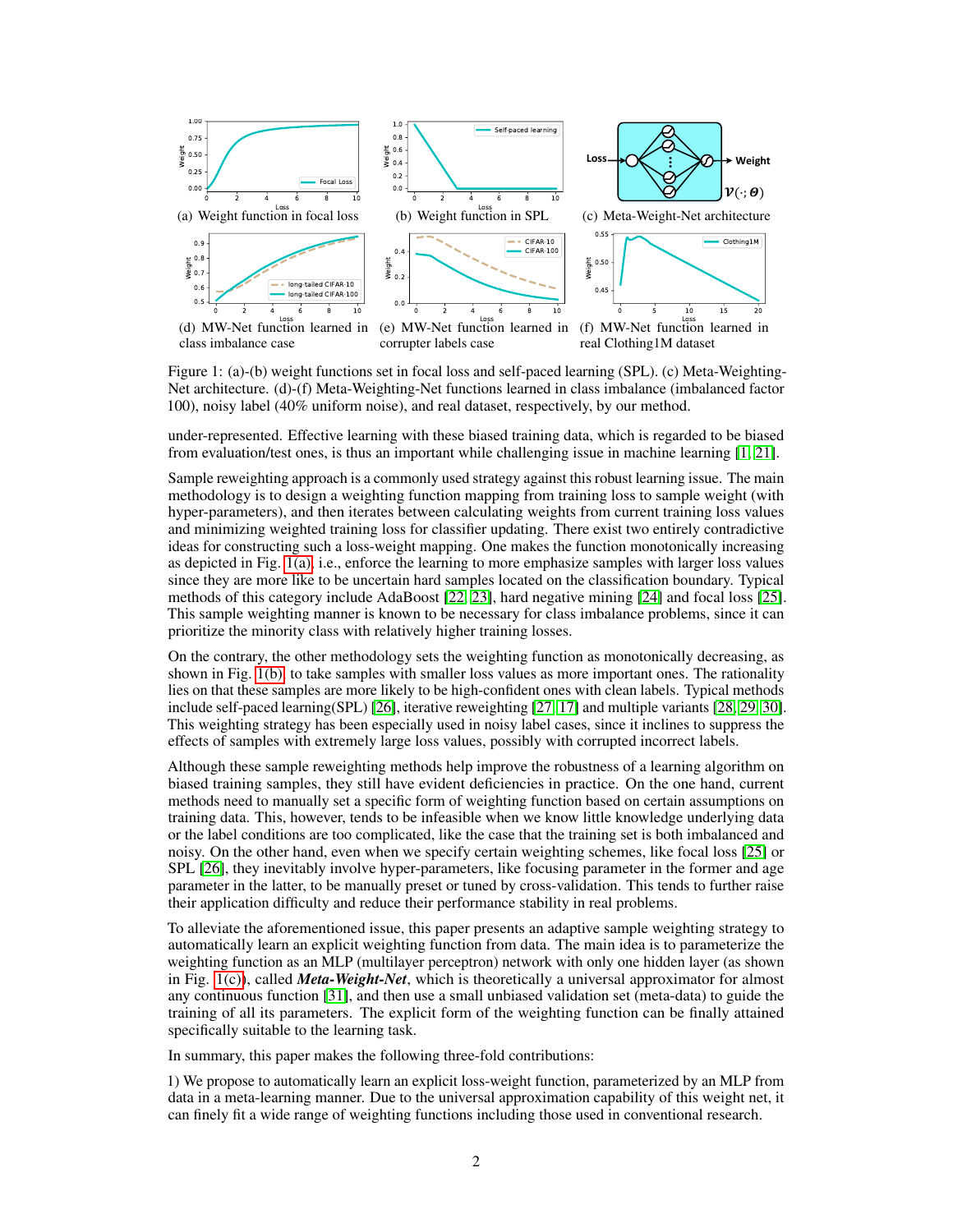(a) Weight function in focal loss

(b) Weight function in SPL

(c) Meta-Weight-Net architecture

(d) MW-Net function learned in class imbalance case

(e) MW-Net function learned in corrupter labels case

(f) MW-Net function learned in real Clothing1M dataset

Figure 1: (a)-(b) weight functions set in focal loss and self-paced learning (SPL). (c) Meta-Weighting-Net architecture. (d)-(f) Meta-Weighting-Net functions learned in class imbalance (imbalanced factor 100), noisy label (40% uniform noise), and real dataset, respectively, by our method.

under-represented. Effective learning with these biased training data, which is regarded to be biased from evaluation/test ones, is thus an important while challenging issue in machine learning [1, 21].

Sample reweighting approach is a commonly used strategy against this robust learning issue. The main methodology is to design a weighting function mapping from training loss to sample weight (with hyper-parameters), and then iterates between calculating weights from current training loss values and minimizing weighted training loss for classifier updating. There exist two entirely contradictive ideas for constructing such a loss-weight mapping. One makes the function monotonically increasing as depicted in Fig. 1(a), i.e., enforce the learning to more emphasize samples with larger loss values since they are more like to be uncertain hard samples located on the classification boundary. Typical methods of this category include AdaBoost [22, 23], hard negative mining [24] and focal loss [25]. This sample weighting manner is known to be necessary for class imbalance problems, since it can prioritize the minority class with relatively higher training losses.

On the contrary, the other methodology sets the weighting function as monotonically decreasing, as shown in Fig. 1(b), to take samples with smaller loss values as more important ones. The rationality lies on that these samples are more likely to be high-confident ones with clean labels. Typical methods include self-paced learning(SPL) [26], iterative reweighting [27, 17] and multiple variants [28, 29, 30]. This weighting strategy has been especially used in noisy label cases, since it inclines to suppress the effects of samples with extremely large loss values, possibly with corrupted incorrect labels.

Although these sample reweighting methods help improve the robustness of a learning algorithm on biased training samples, they still have evident deficiencies in practice. On the one hand, current methods need to manually set a specific form of weighting function based on certain assumptions on training data. This, however, tends to be infeasible when we know little knowledge underlying data or the label conditions are too complicated, like the case that the training set is both imbalanced and noisy. On the other hand, even when we specify certain weighting schemes, like focal loss [25] or SPL [26], they inevitably involve hyper-parameters, like focusing parameter in the former and age parameter in the latter, to be manually preset or tuned by cross-validation. This tends to further raise their application difficulty and reduce their performance stability in real problems.

To alleviate the aforementioned issue, this paper presents an adaptive sample weighting strategy to automatically learn an explicit weighting function from data. The main idea is to parameterize the weighting function as an MLP (multilayer perceptron) network with only one hidden layer (as shown in Fig. 1(c)), called ***Meta-Weight-Net***, which is theoretically a universal approximator for almost any continuous function [31], and then use a small unbiased validation set (meta-data) to guide the training of all its parameters. The explicit form of the weighting function can be finally attained specifically suitable to the learning task.

In summary, this paper makes the following three-fold contributions:

1) We propose to automatically learn an explicit loss-weight function, parameterized by an MLP from data in a meta-learning manner. Due to the universal approximation capability of this weight net, it can finely fit a wide range of weighting functions including those used in conventional research.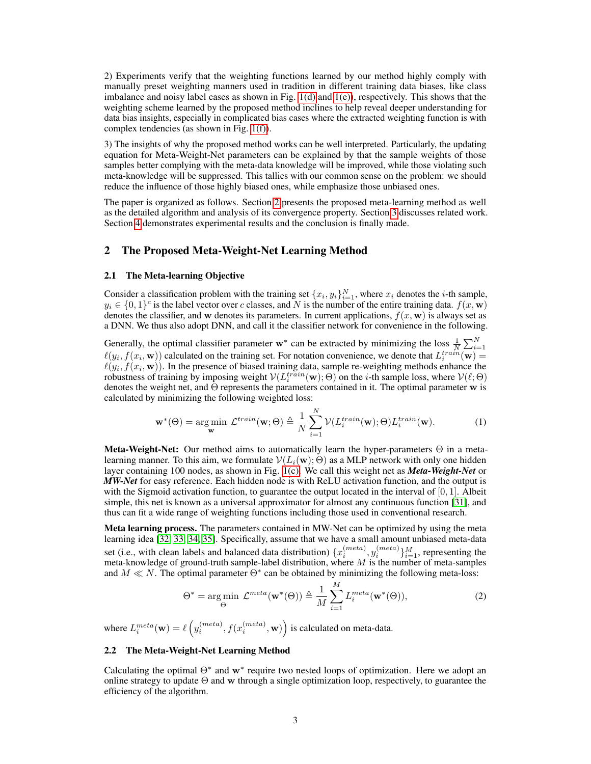2) Experiments verify that the weighting functions learned by our method highly comply with manually preset weighting manners used in tradition in different training data biases, like class imbalance and noisy label cases as shown in Fig. 1(d) and 1(e)), respectively. This shows that the weighting scheme learned by the proposed method inclines to help reveal deeper understanding for data bias insights, especially in complicated bias cases where the extracted weighting function is with complex tendencies (as shown in Fig. 1(f)).

3) The insights of why the proposed method works can be well interpreted. Particularly, the updating equation for Meta-Weight-Net parameters can be explained by that the sample weights of those samples better complying with the meta-data knowledge will be improved, while those violating such meta-knowledge will be suppressed. This tallies with our common sense on the problem: we should reduce the influence of those highly biased ones, while emphasize those unbiased ones.

The paper is organized as follows. Section 2 presents the proposed meta-learning method as well as the detailed algorithm and analysis of its convergence property. Section 3 discusses related work. Section 4 demonstrates experimental results and the conclusion is finally made.

## 2 The Proposed Meta-Weight-Net Learning Method

### 2.1 The Meta-learning Objective

Consider a classification problem with the training set $\{x_i, y_i\}_{i=1}^N$, where $x_i$ denotes the $i$-th sample, $y_i \in \{0,1\}^c$ is the label vector over $c$ classes, and $N$ is the number of the entire training data. $f(x, \mathbf{w})$ denotes the classifier, and $\mathbf{w}$ denotes its parameters. In current applications, $f(x, \mathbf{w})$ is always set as a DNN. We thus also adopt DNN, and call it the classifier network for convenience in the following.

Generally, the optimal classifier parameter $\mathbf{w}^*$ can be extracted by minimizing the loss $\frac{1}{N}\sum_{i=1}^N \ell(y_i, f(x_i, \mathbf{w}))$ calculated on the training set. For notation convenience, we denote that $L_i^{train}(\mathbf{w}) = \ell(y_i, f(x_i, \mathbf{w}))$. In the presence of biased training data, sample re-weighting methods enhance the robustness of training by imposing weight $\mathcal{V}(L_i^{train}(\mathbf{w}); \Theta)$ on the $i$-th sample loss, where $\mathcal{V}(\ell; \Theta)$ denotes the weight net, and $\Theta$ represents the parameters contained in it. The optimal parameter $\mathbf{w}$ is calculated by minimizing the following weighted loss:

$$\mathbf{w}^*(\Theta) = \arg\min_{\mathbf{w}} \mathcal{L}^{train}(\mathbf{w}; \Theta) \triangleq \frac{1}{N}\sum_{i=1}^N \mathcal{V}(L_i^{train}(\mathbf{w}); \Theta) L_i^{train}(\mathbf{w}). \tag{1}$$

**Meta-Weight-Net:** Our method aims to automatically learn the hyper-parameters $\Theta$ in a meta-learning manner. To this aim, we formulate $\mathcal{V}(L_i(\mathbf{w}); \Theta)$ as a MLP network with only one hidden layer containing 100 nodes, as shown in Fig. 1(c). We call this weight net as ***Meta-Weight-Net*** or ***MW-Net*** for easy reference. Each hidden node is with ReLU activation function, and the output is with the Sigmoid activation function, to guarantee the output located in the interval of $[0, 1]$. Albeit simple, this net is known as a universal approximator for almost any continuous function [31], and thus can fit a wide range of weighting functions including those used in conventional research.

**Meta learning process.** The parameters contained in MW-Net can be optimized by using the meta learning idea [32, 33, 34, 35]. Specifically, assume that we have a small amount unbiased meta-data set (i.e., with clean labels and balanced data distribution) $\{x_i^{(meta)}, y_i^{(meta)}\}_{i=1}^M$, representing the meta-knowledge of ground-truth sample-label distribution, where $M$ is the number of meta-samples and $M \ll N$. The optimal parameter $\Theta^*$ can be obtained by minimizing the following meta-loss:

$$\Theta^* = \arg\min_{\Theta} \mathcal{L}^{meta}(\mathbf{w}^*(\Theta)) \triangleq \frac{1}{M}\sum_{i=1}^M L_i^{meta}(\mathbf{w}^*(\Theta)), \tag{2}$$

where $L_i^{meta}(\mathbf{w}) = \ell\left(y_i^{(meta)}, f(x_i^{(meta)}, \mathbf{w})\right)$ is calculated on meta-data.

### 2.2 The Meta-Weight-Net Learning Method

Calculating the optimal $\Theta^*$ and $\mathbf{w}^*$ require two nested loops of optimization. Here we adopt an online strategy to update $\Theta$ and $\mathbf{w}$ through a single optimization loop, respectively, to guarantee the efficiency of the algorithm.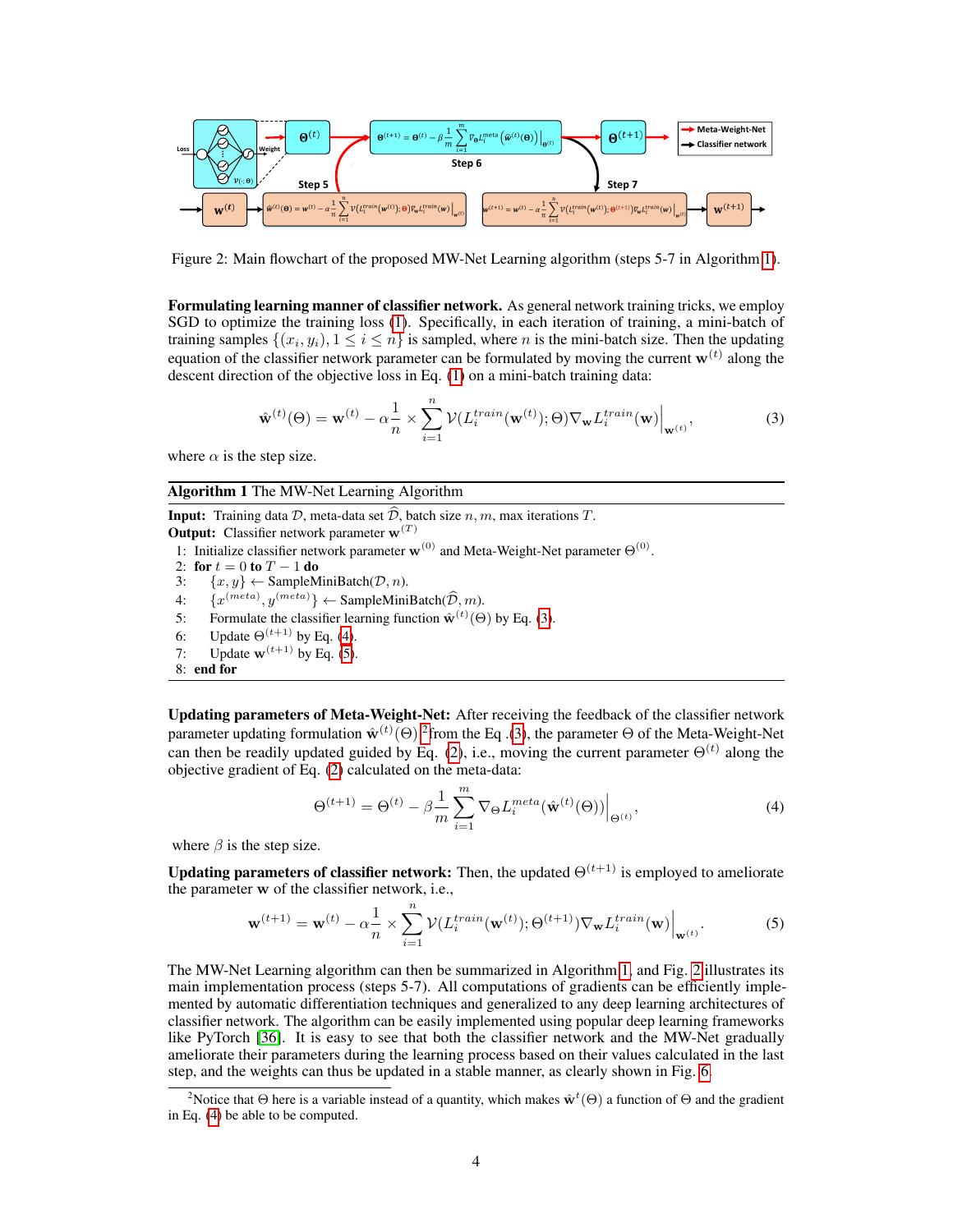Figure 2: Main flowchart of the proposed MW-Net Learning algorithm (steps 5-7 in Algorithm 1).

**Formulating learning manner of classifier network.** As general network training tricks, we employ SGD to optimize the training loss (1). Specifically, in each iteration of training, a mini-batch of training samples $\{(x_i, y_i), 1 \leq i \leq n\}$ is sampled, where $n$ is the mini-batch size. Then the updating equation of the classifier network parameter can be formulated by moving the current $\mathbf{w}^{(t)}$ along the descent direction of the objective loss in Eq. (1) on a mini-batch training data:

$$\hat{\mathbf{w}}^{(t)}(\Theta) = \mathbf{w}^{(t)} - \alpha \frac{1}{n} \times \sum_{i=1}^{n} \mathcal{V}(L_i^{train}(\mathbf{w}^{(t)}); \Theta) \nabla_{\mathbf{w}} L_i^{train}(\mathbf{w}) \Big|_{\mathbf{w}^{(t)}}, \tag{3}$$

where $\alpha$ is the step size.

**Algorithm 1** The MW-Net Learning Algorithm

**Input:** Training data $\mathcal{D}$, meta-data set $\widehat{\mathcal{D}}$, batch size $n, m$, max iterations $T$.
**Output:** Classifier network parameter $\mathbf{w}^{(T)}$

1: Initialize classifier network parameter $\mathbf{w}^{(0)}$ and Meta-Weight-Net parameter $\Theta^{(0)}$.
2: **for** $t = 0$ **to** $T-1$ **do**
3: $\quad \{x, y\} \leftarrow$ SampleMiniBatch$(\mathcal{D}, n)$.
4: $\quad \{x^{(meta)}, y^{(meta)}\} \leftarrow$ SampleMiniBatch$(\widehat{\mathcal{D}}, m)$.
5: $\quad$ Formulate the classifier learning function $\hat{\mathbf{w}}^{(t)}(\Theta)$ by Eq. (3).
6: $\quad$ Update $\Theta^{(t+1)}$ by Eq. (4).
7: $\quad$ Update $\mathbf{w}^{(t+1)}$ by Eq. (5).
8: **end for**

**Updating parameters of Meta-Weight-Net:** After receiving the feedback of the classifier network parameter updating formulation $\hat{\mathbf{w}}^{(t)}(\Theta)$ [2] from the Eq .(3), the parameter $\Theta$ of the Meta-Weight-Net can then be readily updated guided by Eq. (2), i.e., moving the current parameter $\Theta^{(t)}$ along the objective gradient of Eq. (2) calculated on the meta-data:

$$\Theta^{(t+1)} = \Theta^{(t)} - \beta \frac{1}{m} \sum_{i=1}^{m} \nabla_{\Theta} L_i^{meta}(\hat{\mathbf{w}}^{(t)}(\Theta)) \Big|_{\Theta^{(t)}}, \tag{4}$$

where $\beta$ is the step size.

**Updating parameters of classifier network:** Then, the updated $\Theta^{(t+1)}$ is employed to ameliorate the parameter $\mathbf{w}$ of the classifier network, i.e.,

$$\mathbf{w}^{(t+1)} = \mathbf{w}^{(t)} - \alpha \frac{1}{n} \times \sum_{i=1}^{n} \mathcal{V}(L_i^{train}(\mathbf{w}^{(t)}); \Theta^{(t+1)}) \nabla_{\mathbf{w}} L_i^{train}(\mathbf{w}) \Big|_{\mathbf{w}^{(t)}}. \tag{5}$$

The MW-Net Learning algorithm can then be summarized in Algorithm 1, and Fig. 2 illustrates its main implementation process (steps 5-7). All computations of gradients can be efficiently implemented by automatic differentiation techniques and generalized to any deep learning architectures of classifier network. The algorithm can be easily implemented using popular deep learning frameworks like PyTorch [36]. It is easy to see that both the classifier network and the MW-Net gradually ameliorate their parameters during the learning process based on their values calculated in the last step, and the weights can thus be updated in a stable manner, as clearly shown in Fig. 6.

[2] Notice that $\Theta$ here is a variable instead of a quantity, which makes $\hat{\mathbf{w}}^t(\Theta)$ a function of $\Theta$ and the gradient in Eq. (4) be able to be computed.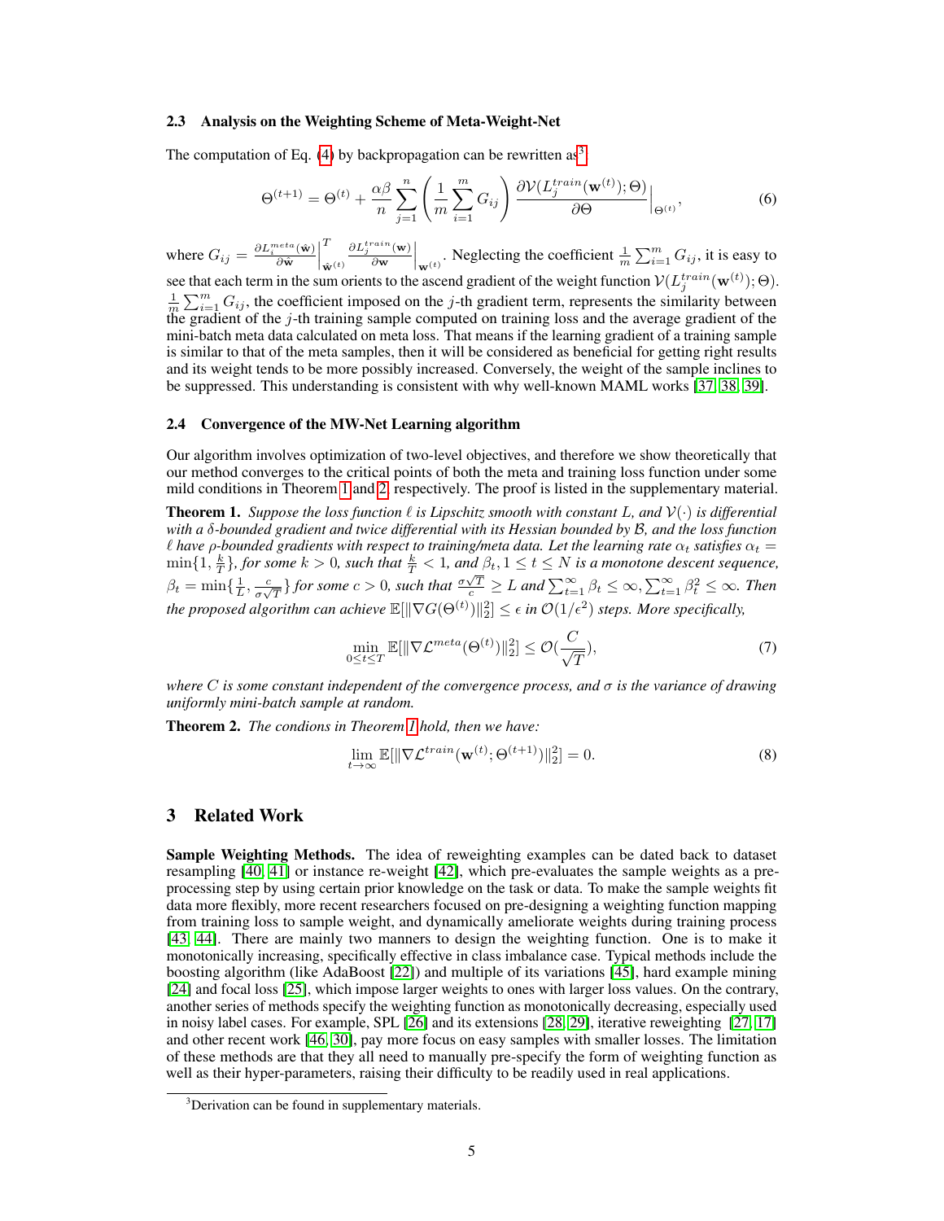### 2.3 Analysis on the Weighting Scheme of Meta-Weight-Net

The computation of Eq. (4) by backpropagation can be rewritten as[3]

$$\Theta^{(t+1)} = \Theta^{(t)} + \frac{\alpha\beta}{n} \sum_{j=1}^{n} \left( \frac{1}{m} \sum_{i=1}^{m} G_{ij} \right) \frac{\partial \mathcal{V}(L_j^{train}(\mathbf{w}^{(t)}); \Theta)}{\partial \Theta} \Big|_{\Theta^{(t)}}, \tag{6}$$

where $G_{ij} = \frac{\partial L_i^{meta}(\hat{\mathbf{w}})}{\partial \hat{\mathbf{w}}} \Big|_{\hat{\mathbf{w}}^{(t)}}^{T} \frac{\partial L_j^{train}(\mathbf{w})}{\partial \mathbf{w}} \Big|_{\mathbf{w}^{(t)}}$. Neglecting the coefficient $\frac{1}{m}\sum_{i=1}^{m} G_{ij}$, it is easy to see that each term in the sum orients to the ascend gradient of the weight function $\mathcal{V}(L_j^{train}(\mathbf{w}^{(t)}); \Theta)$. $\frac{1}{m}\sum_{i=1}^{m} G_{ij}$, the coefficient imposed on the $j$-th gradient term, represents the similarity between the gradient of the $j$-th training sample computed on training loss and the average gradient of the mini-batch meta data calculated on meta loss. That means if the learning gradient of a training sample is similar to that of the meta samples, then it will be considered as beneficial for getting right results and its weight tends to be more possibly increased. Conversely, the weight of the sample inclines to be suppressed. This understanding is consistent with why well-known MAML works [37, 38, 39].

### 2.4 Convergence of the MW-Net Learning algorithm

Our algorithm involves optimization of two-level objectives, and therefore we show theoretically that our method converges to the critical points of both the meta and training loss function under some mild conditions in Theorem 1 and 2, respectively. The proof is listed in the supplementary material.

**Theorem 1.** *Suppose the loss function $\ell$ is Lipschitz smooth with constant $L$, and $\mathcal{V}(\cdot)$ is differential with a $\delta$-bounded gradient and twice differential with its Hessian bounded by $\mathcal{B}$, and the loss function $\ell$ have $\rho$-bounded gradients with respect to training/meta data. Let the learning rate $\alpha_t$ satisfies $\alpha_t = \min\{1, \frac{k}{T}\}$, for some $k > 0$, such that $\frac{k}{T} < 1$, and $\beta_t, 1 \le t \le N$ is a monotone descent sequence, $\beta_t = \min\{\frac{1}{L}, \frac{c}{\sigma\sqrt{T}}\}$ for some $c > 0$, such that $\frac{\sigma\sqrt{T}}{c} \ge L$ and $\sum_{t=1}^{\infty} \beta_t \le \infty, \sum_{t=1}^{\infty} \beta_t^2 \le \infty$. Then the proposed algorithm can achieve $\mathbb{E}[\|\nabla G(\Theta^{(t)})\|_2^2] \le \epsilon$ in $\mathcal{O}(1/\epsilon^2)$ steps. More specifically,*

$$\min_{0 \le t \le T} \mathbb{E}[\|\nabla \mathcal{L}^{meta}(\Theta^{(t)})\|_2^2] \le \mathcal{O}(\frac{C}{\sqrt{T}}), \tag{7}$$

*where $C$ is some constant independent of the convergence process, and $\sigma$ is the variance of drawing uniformly mini-batch sample at random.*

**Theorem 2.** *The condions in Theorem 1 hold, then we have:*

$$\lim_{t \to \infty} \mathbb{E}[\|\nabla \mathcal{L}^{train}(\mathbf{w}^{(t)}; \Theta^{(t+1)})\|_2^2] = 0. \tag{8}$$

## 3 Related Work

**Sample Weighting Methods.** The idea of reweighting examples can be dated back to dataset resampling [40, 41] or instance re-weight [42], which pre-evaluates the sample weights as a pre-processing step by using certain prior knowledge on the task or data. To make the sample weights fit data more flexibly, more recent researchers focused on pre-designing a weighting function mapping from training loss to sample weight, and dynamically ameliorate weights during training process [43, 44]. There are mainly two manners to design the weighting function. One is to make it monotonically increasing, specifically effective in class imbalance case. Typical methods include the boosting algorithm (like AdaBoost [22]) and multiple of its variations [45], hard example mining [24] and focal loss [25], which impose larger weights to ones with larger loss values. On the contrary, another series of methods specify the weighting function as monotonically decreasing, especially used in noisy label cases. For example, SPL [26] and its extensions [28, 29], iterative reweighting [27, 17] and other recent work [46, 30], pay more focus on easy samples with smaller losses. The limitation of these methods are that they all need to manually pre-specify the form of weighting function as well as their hyper-parameters, raising their difficulty to be readily used in real applications.

[3] Derivation can be found in supplementary materials.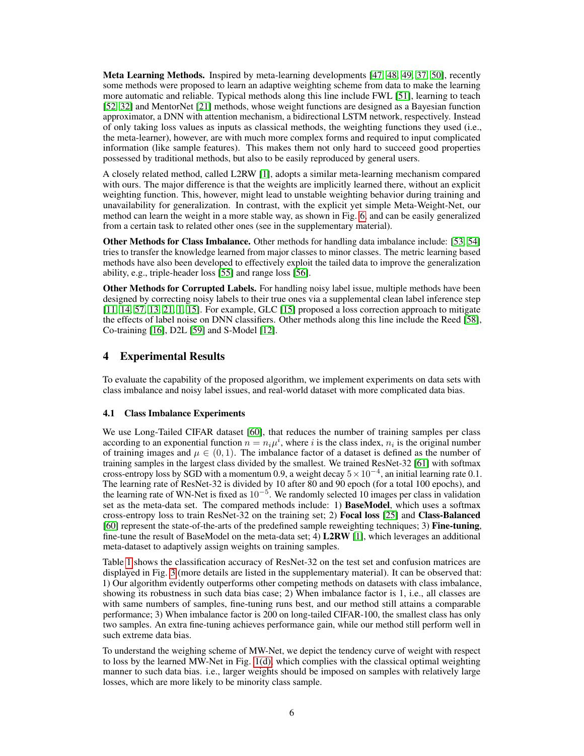**Meta Learning Methods.** Inspired by meta-learning developments [47, 48, 49, 37, 50], recently some methods were proposed to learn an adaptive weighting scheme from data to make the learning more automatic and reliable. Typical methods along this line include FWL [51], learning to teach [52, 32] and MentorNet [21] methods, whose weight functions are designed as a Bayesian function approximator, a DNN with attention mechanism, a bidirectional LSTM network, respectively. Instead of only taking loss values as inputs as classical methods, the weighting functions they used (i.e., the meta-learner), however, are with much more complex forms and required to input complicated information (like sample features). This makes them not only hard to succeed good properties possessed by traditional methods, but also to be easily reproduced by general users.

A closely related method, called L2RW [1], adopts a similar meta-learning mechanism compared with ours. The major difference is that the weights are implicitly learned there, without an explicit weighting function. This, however, might lead to unstable weighting behavior during training and unavailability for generalization. In contrast, with the explicit yet simple Meta-Weight-Net, our method can learn the weight in a more stable way, as shown in Fig. 6, and can be easily generalized from a certain task to related other ones (see in the supplementary material).

**Other Methods for Class Imbalance.** Other methods for handling data imbalance include: [53, 54] tries to transfer the knowledge learned from major classes to minor classes. The metric learning based methods have also been developed to effectively exploit the tailed data to improve the generalization ability, e.g., triple-header loss [55] and range loss [56].

**Other Methods for Corrupted Labels.** For handling noisy label issue, multiple methods have been designed by correcting noisy labels to their true ones via a supplemental clean label inference step [11, 14, 57, 13, 21, 1, 15]. For example, GLC [15] proposed a loss correction approach to mitigate the effects of label noise on DNN classifiers. Other methods along this line include the Reed [58], Co-training [16], D2L [59] and S-Model [12].

## 4 Experimental Results

To evaluate the capability of the proposed algorithm, we implement experiments on data sets with class imbalance and noisy label issues, and real-world dataset with more complicated data bias.

### 4.1 Class Imbalance Experiments

We use Long-Tailed CIFAR dataset [60], that reduces the number of training samples per class according to an exponential function $n = n_i \mu^i$, where $i$ is the class index, $n_i$ is the original number of training images and $\mu \in (0, 1)$. The imbalance factor of a dataset is defined as the number of training samples in the largest class divided by the smallest. We trained ResNet-32 [61] with softmax cross-entropy loss by SGD with a momentum 0.9, a weight decay $5 \times 10^{-4}$, an initial learning rate 0.1. The learning rate of ResNet-32 is divided by 10 after 80 and 90 epoch (for a total 100 epochs), and the learning rate of WN-Net is fixed as $10^{-5}$. We randomly selected 10 images per class in validation set as the meta-data set. The compared methods include: 1) **BaseModel**, which uses a softmax cross-entropy loss to train ResNet-32 on the training set; 2) **Focal loss** [25] and **Class-Balanced** [60] represent the state-of-the-arts of the predefined sample reweighting techniques; 3) **Fine-tuning**, fine-tune the result of BaseModel on the meta-data set; 4) **L2RW** [1], which leverages an additional meta-dataset to adaptively assign weights on training samples.

Table 1 shows the classification accuracy of ResNet-32 on the test set and confusion matrices are displayed in Fig. 3 (more details are listed in the supplementary material). It can be observed that: 1) Our algorithm evidently outperforms other competing methods on datasets with class imbalance, showing its robustness in such data bias case; 2) When imbalance factor is 1, i.e., all classes are with same numbers of samples, fine-tuning runs best, and our method still attains a comparable performance; 3) When imbalance factor is 200 on long-tailed CIFAR-100, the smallest class has only two samples. An extra fine-tuning achieves performance gain, while our method still perform well in such extreme data bias.

To understand the weighing scheme of MW-Net, we depict the tendency curve of weight with respect to loss by the learned MW-Net in Fig. 1(d), which complies with the classical optimal weighting manner to such data bias. i.e., larger weights should be imposed on samples with relatively large losses, which are more likely to be minority class sample.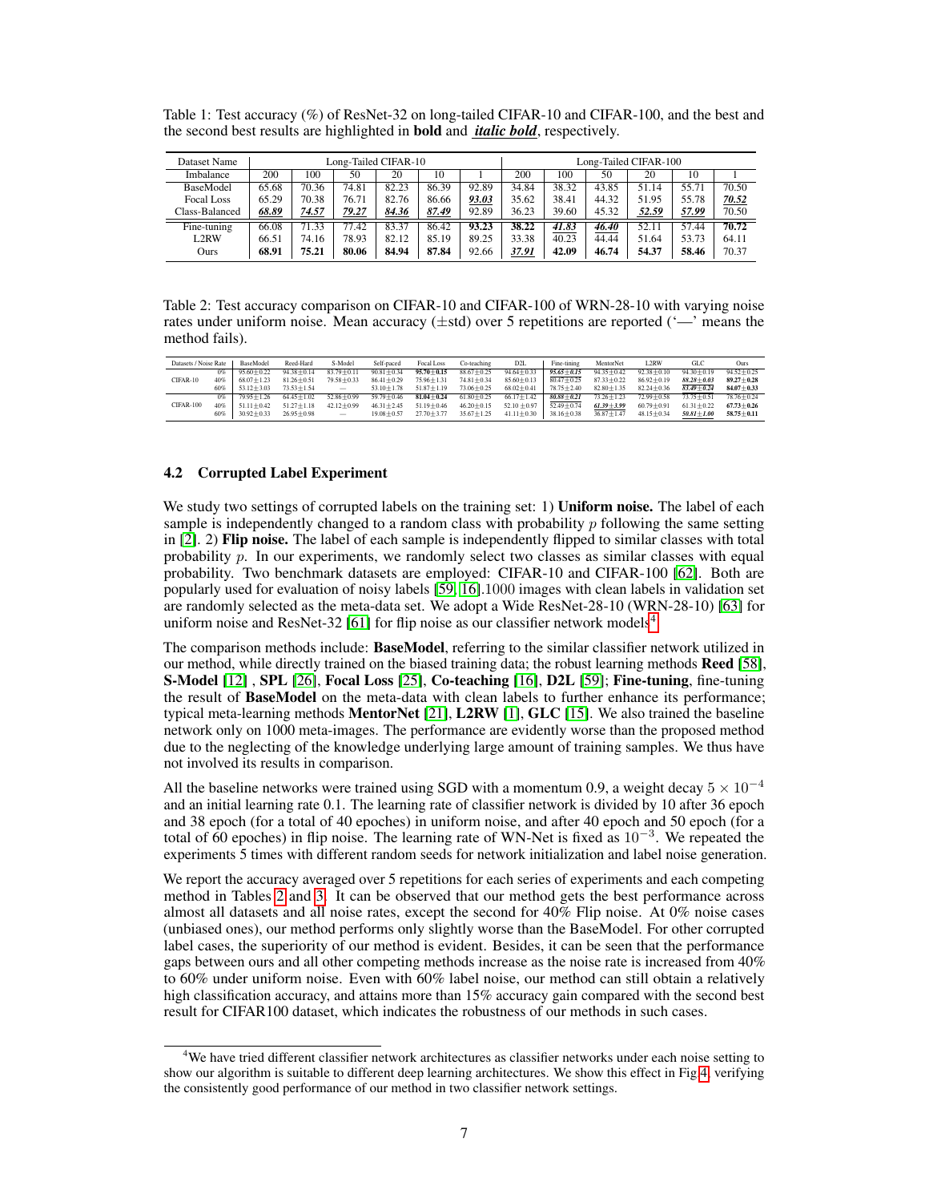Table 1: Test accuracy (%) of ResNet-32 on long-tailed CIFAR-10 and CIFAR-100, and the best and the second best results are highlighted in **bold** and ***italic bold***, respectively.

| Dataset Name | Long-Tailed CIFAR-10 | | | | | | Long-Tailed CIFAR-100 | | | | | |
|---|---|---|---|---|---|---|---|---|---|---|---|---|
| Imbalance | 200 | 100 | 50 | 20 | 10 | 1 | 200 | 100 | 50 | 20 | 10 | 1 |
| BaseModel | 65.68 | 70.36 | 74.81 | 82.23 | 86.39 | 92.89 | 34.84 | 38.32 | 43.85 | 51.14 | 55.71 | 70.50 |
| Focal Loss | 65.29 | 70.38 | 76.71 | 82.76 | 86.66 | ***93.03*** | 35.62 | 38.41 | 44.32 | 51.95 | 55.78 | ***70.52*** |
| Class-Balanced | ***68.89*** | ***74.57*** | ***79.27*** | ***84.36*** | ***87.49*** | 92.89 | 36.23 | 39.60 | 45.32 | ***52.59*** | ***57.99*** | 70.50 |
| Fine-tuning | 66.08 | 71.33 | 77.42 | 83.37 | 86.42 | **93.23** | **38.22** | ***41.83*** | ***46.40*** | 52.11 | 57.44 | **70.72** |
| L2RW | 66.51 | 74.16 | 78.93 | 82.12 | 85.19 | 89.25 | 33.38 | 40.23 | 44.44 | 51.64 | 53.73 | 64.11 |
| Ours | **68.91** | **75.21** | **80.06** | **84.94** | **87.84** | 92.66 | ***37.91*** | **42.09** | **46.74** | **54.37** | **58.46** | 70.37 |

Table 2: Test accuracy comparison on CIFAR-10 and CIFAR-100 of WRN-28-10 with varying noise rates under uniform noise. Mean accuracy (±std) over 5 repetitions are reported ('—' means the method fails).

| Datasets / Noise Rate | | BaseModel | Reed-Hard | S-Model | Self-paced | Focal Loss | Co-teaching | D2L | Fine-tining | MentorNet | L2RW | GLC | Ours |
|---|---|---|---|---|---|---|---|---|---|---|---|---|---|
| CIFAR-10 | 0% | 95.60±0.22 | 94.38±0.14 | 83.79±0.11 | 90.81±0.34 | **95.70±0.15** | 88.67±0.25 | 94.64±0.33 | ***95.65±0.15*** | 94.35±0.42 | 92.38±0.10 | 94.30±0.19 | 94.52±0.25 |
| | 40% | 68.07±1.23 | 81.26±0.51 | 79.58±0.33 | 86.41±0.29 | 75.96±1.31 | 74.81±0.34 | 85.60±0.13 | 80.47±0.25 | 87.33±0.22 | 86.92±0.19 | ***88.28±0.03*** | **89.27±0.28** |
| | 60% | 53.12±3.03 | 73.53±1.54 | — | 53.10±1.78 | 51.87±1.19 | 73.06±0.25 | 68.02±0.41 | 78.75±2.40 | 82.80±1.35 | 82.24±0.36 | ***83.49±0.24*** | **84.07±0.33** |
| CIFAR-100 | 0% | 79.95±1.26 | 64.45±1.02 | 52.86±0.99 | 59.79±0.46 | **81.04±0.24** | 61.80±0.25 | 66.17±1.42 | ***80.88±0.21*** | 73.26±1.23 | 72.99±0.58 | 73.75±0.51 | 78.76±0.24 |
| | 40% | 51.11±0.42 | 51.27±1.18 | 42.12±0.99 | 46.31±2.45 | 51.19±0.46 | 46.20±0.15 | 52.10±0.97 | 52.49±0.74 | ***61.39±3.99*** | 60.79±0.91 | 61.31±0.22 | **67.73±0.26** |
| | 60% | 30.92±0.33 | 26.95±0.98 | — | 19.08±0.57 | 27.70±3.77 | 35.67±1.25 | 41.11±0.30 | 38.16±0.38 | 36.87±1.47 | 48.15±0.34 | ***50.81±1.00*** | **58.75±0.11** |

## 4.2 Corrupted Label Experiment

We study two settings of corrupted labels on the training set: 1) **Uniform noise.** The label of each sample is independently changed to a random class with probability $p$ following the same setting in [2]. 2) **Flip noise.** The label of each sample is independently flipped to similar classes with total probability $p$. In our experiments, we randomly select two classes as similar classes with equal probability. Two benchmark datasets are employed: CIFAR-10 and CIFAR-100 [62]. Both are popularly used for evaluation of noisy labels [59, 16].1000 images with clean labels in validation set are randomly selected as the meta-data set. We adopt a Wide ResNet-28-10 (WRN-28-10) [63] for uniform noise and ResNet-32 [61] for flip noise as our classifier network models[4].

The comparison methods include: **BaseModel**, referring to the similar classifier network utilized in our method, while directly trained on the biased training data; the robust learning methods **Reed** [58], **S-Model** [12] , **SPL** [26], **Focal Loss** [25], **Co-teaching** [16], **D2L** [59]; **Fine-tuning**, fine-tuning the result of **BaseModel** on the meta-data with clean labels to further enhance its performance; typical meta-learning methods **MentorNet** [21], **L2RW** [1], **GLC** [15]. We also trained the baseline network only on 1000 meta-images. The performance are evidently worse than the proposed method due to the neglecting of the knowledge underlying large amount of training samples. We thus have not involved its results in comparison.

All the baseline networks were trained using SGD with a momentum 0.9, a weight decay $5 \times 10^{-4}$ and an initial learning rate 0.1. The learning rate of classifier network is divided by 10 after 36 epoch and 38 epoch (for a total of 40 epoches) in uniform noise, and after 40 epoch and 50 epoch (for a total of 60 epoches) in flip noise. The learning rate of WN-Net is fixed as $10^{-3}$. We repeated the experiments 5 times with different random seeds for network initialization and label noise generation.

We report the accuracy averaged over 5 repetitions for each series of experiments and each competing method in Tables 2 and 3. It can be observed that our method gets the best performance across almost all datasets and all noise rates, except the second for 40% Flip noise. At 0% noise cases (unbiased ones), our method performs only slightly worse than the BaseModel. For other corrupted label cases, the superiority of our method is evident. Besides, it can be seen that the performance gaps between ours and all other competing methods increase as the noise rate is increased from 40% to 60% under uniform noise. Even with 60% label noise, our method can still obtain a relatively high classification accuracy, and attains more than 15% accuracy gain compared with the second best result for CIFAR100 dataset, which indicates the robustness of our methods in such cases.

[4] We have tried different classifier network architectures as classifier networks under each noise setting to show our algorithm is suitable to different deep learning architectures. We show this effect in Fig.4, verifying the consistently good performance of our method in two classifier network settings.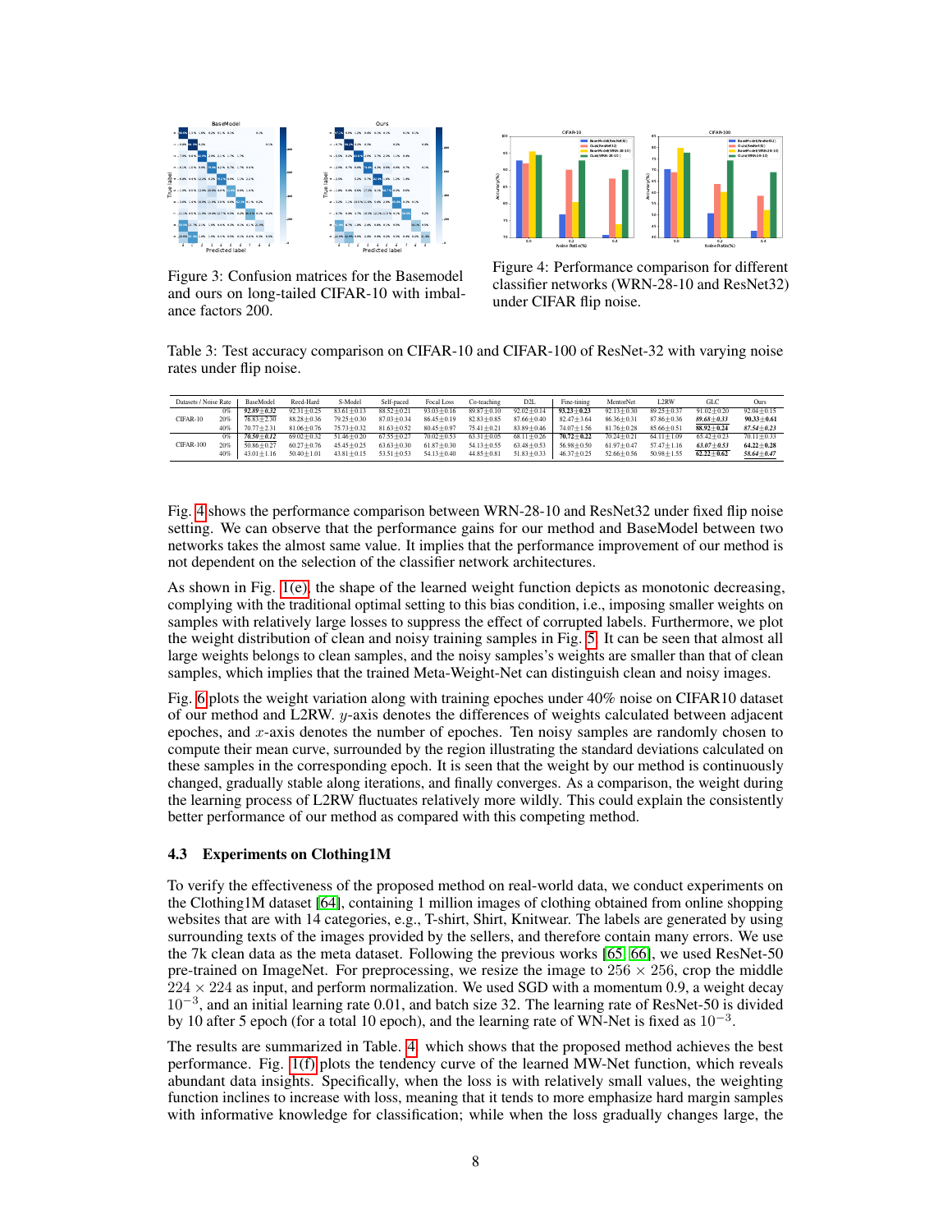Figure 3: Confusion matrices for the Basemodel and ours on long-tailed CIFAR-10 with imbalance factors 200.

Figure 4: Performance comparison for different classifier networks (WRN-28-10 and ResNet32) under CIFAR flip noise.

Table 3: Test accuracy comparison on CIFAR-10 and CIFAR-100 of ResNet-32 with varying noise rates under flip noise.

| Datasets / Noise Rate | | BaseModel | Reed-Hard | S-Model | Self-paced | Focal Loss | Co-teaching | D2L | Fine-tining | MentorNet | L2RW | GLC | Ours |
|---|---|---|---|---|---|---|---|---|---|---|---|---|---|
| CIFAR-10 | 0% | ***92.89±0.32*** | 92.31±0.25 | 83.61±0.13 | 88.52±0.21 | 93.03±0.16 | 89.87±0.10 | 92.02±0.14 | **93.23±0.23** | 92.13±0.30 | 89.25±0.37 | 91.02±0.20 | 92.04±0.15 |
| | 20% | 76.83±2.30 | 88.28±0.36 | 79.25±0.30 | 87.03±0.34 | 86.45±0.19 | 82.83±0.85 | 87.66±0.40 | 82.47±3.64 | 86.36±0.31 | 87.86±0.36 | ***89.68±0.33*** | **90.33±0.61** |
| | 40% | 70.77±2.31 | 81.06±0.76 | 75.73±0.32 | 81.63±0.52 | 80.45±0.97 | 75.41±0.21 | 83.89±0.46 | 74.07±1.56 | 81.76±0.28 | 85.66±0.51 | **88.92±0.24** | ***87.54±0.23*** |
| CIFAR-100 | 0% | ***70.50±0.12*** | 69.02±0.32 | 51.46±0.20 | 67.55±0.27 | 70.02±0.53 | 63.31±0.05 | 68.11±0.26 | **70.72±0.22** | 70.24±0.21 | 64.11±1.09 | 65.42±0.23 | 70.11±0.33 |
| | 20% | 50.86±0.27 | 60.27±0.76 | 45.45±0.25 | 63.63±0.30 | 61.87±0.30 | 54.13±0.55 | 63.48±0.53 | 56.98±0.50 | 61.97±0.47 | 57.47±1.16 | ***63.07±0.53*** | **64.22±0.28** |
| | 40% | 43.01±1.16 | 50.40±1.01 | 43.81±0.15 | 53.51±0.53 | 54.13±0.40 | 44.85±0.81 | 51.83±0.33 | 46.37±0.25 | 52.66±0.56 | 50.98±1.55 | **62.22±0.62** | ***58.64±0.47*** |

Fig. 4 shows the performance comparison between WRN-28-10 and ResNet32 under fixed flip noise setting. We can observe that the performance gains for our method and BaseModel between two networks takes the almost same value. It implies that the performance improvement of our method is not dependent on the selection of the classifier network architectures.

As shown in Fig. 1(e), the shape of the learned weight function depicts as monotonic decreasing, complying with the traditional optimal setting to this bias condition, i.e., imposing smaller weights on samples with relatively large losses to suppress the effect of corrupted labels. Furthermore, we plot the weight distribution of clean and noisy training samples in Fig. 5. It can be seen that almost all large weights belongs to clean samples, and the noisy samples's weights are smaller than that of clean samples, which implies that the trained Meta-Weight-Net can distinguish clean and noisy images.

Fig. 6 plots the weight variation along with training epoches under 40% noise on CIFAR10 dataset of our method and L2RW. $y$-axis denotes the differences of weights calculated between adjacent epoches, and $x$-axis denotes the number of epoches. Ten noisy samples are randomly chosen to compute their mean curve, surrounded by the region illustrating the standard deviations calculated on these samples in the corresponding epoch. It is seen that the weight by our method is continuously changed, gradually stable along iterations, and finally converges. As a comparison, the weight during the learning process of L2RW fluctuates relatively more wildly. This could explain the consistently better performance of our method as compared with this competing method.

### 4.3 Experiments on Clothing1M

To verify the effectiveness of the proposed method on real-world data, we conduct experiments on the Clothing1M dataset [64], containing 1 million images of clothing obtained from online shopping websites that are with 14 categories, e.g., T-shirt, Shirt, Knitwear. The labels are generated by using surrounding texts of the images provided by the sellers, and therefore contain many errors. We use the 7k clean data as the meta dataset. Following the previous works [65, 66], we used ResNet-50 pre-trained on ImageNet. For preprocessing, we resize the image to $256 \times 256$, crop the middle $224 \times 224$ as input, and perform normalization. We used SGD with a momentum 0.9, a weight decay $10^{-3}$, and an initial learning rate 0.01, and batch size 32. The learning rate of ResNet-50 is divided by 10 after 5 epoch (for a total 10 epoch), and the learning rate of WN-Net is fixed as $10^{-3}$.

The results are summarized in Table. 4, which shows that the proposed method achieves the best performance. Fig. 1(f) plots the tendency curve of the learned MW-Net function, which reveals abundant data insights. Specifically, when the loss is with relatively small values, the weighting function inclines to increase with loss, meaning that it tends to more emphasize hard margin samples with informative knowledge for classification; while when the loss gradually changes large, the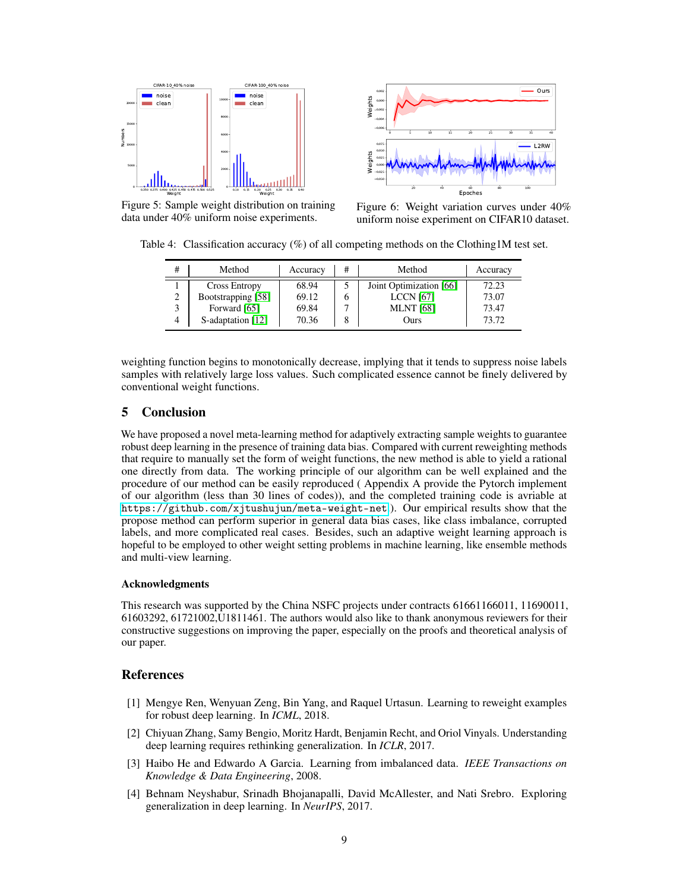Figure 5: Sample weight distribution on training data under 40% uniform noise experiments.

Figure 6: Weight variation curves under 40% uniform noise experiment on CIFAR10 dataset.

Table 4: Classification accuracy (%) of all competing methods on the Clothing1M test set.

| # | Method | Accuracy | # | Method | Accuracy |
|---|---|---|---|---|---|
| 1 | Cross Entropy | 68.94 | 5 | Joint Optimization [66] | 72.23 |
| 2 | Bootstrapping [58] | 69.12 | 6 | LCCN [67] | 73.07 |
| 3 | Forward [65] | 69.84 | 7 | MLNT [68] | 73.47 |
| 4 | S-adaptation [12] | 70.36 | 8 | Ours | 73.72 |

weighting function begins to monotonically decrease, implying that it tends to suppress noise labels samples with relatively large loss values. Such complicated essence cannot be finely delivered by conventional weight functions.

## 5 Conclusion

We have proposed a novel meta-learning method for adaptively extracting sample weights to guarantee robust deep learning in the presence of training data bias. Compared with current reweighting methods that require to manually set the form of weight functions, the new method is able to yield a rational one directly from data. The working principle of our algorithm can be well explained and the procedure of our method can be easily reproduced ( Appendix A provide the Pytorch implement of our algorithm (less than 30 lines of codes)), and the completed training code is avriable at https://github.com/xjtushujun/meta-weight-net ). Our empirical results show that the propose method can perform superior in general data bias cases, like class imbalance, corrupted labels, and more complicated real cases. Besides, such an adaptive weight learning approach is hopeful to be employed to other weight setting problems in machine learning, like ensemble methods and multi-view learning.

### Acknowledgments

This research was supported by the China NSFC projects under contracts 61661166011, 11690011, 61603292, 61721002,U1811461. The authors would also like to thank anonymous reviewers for their constructive suggestions on improving the paper, especially on the proofs and theoretical analysis of our paper.

## References

[1] Mengye Ren, Wenyuan Zeng, Bin Yang, and Raquel Urtasun. Learning to reweight examples for robust deep learning. In *ICML*, 2018.

[2] Chiyuan Zhang, Samy Bengio, Moritz Hardt, Benjamin Recht, and Oriol Vinyals. Understanding deep learning requires rethinking generalization. In *ICLR*, 2017.

[3] Haibo He and Edwardo A Garcia. Learning from imbalanced data. *IEEE Transactions on Knowledge & Data Engineering*, 2008.

[4] Behnam Neyshabur, Srinadh Bhojanapalli, David McAllester, and Nati Srebro. Exploring generalization in deep learning. In *NeurIPS*, 2017.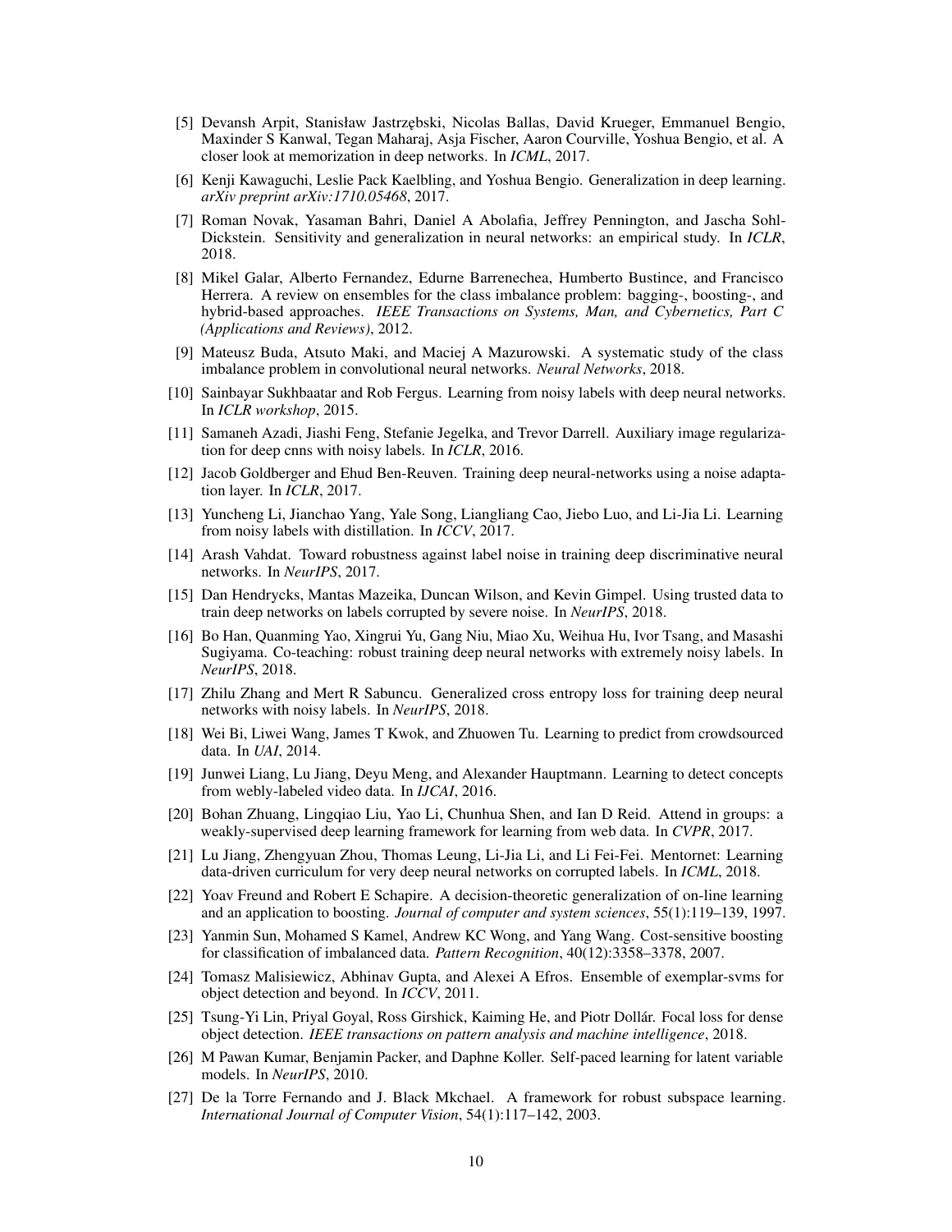[5] Devansh Arpit, Stanisław Jastrzębski, Nicolas Ballas, David Krueger, Emmanuel Bengio, Maxinder S Kanwal, Tegan Maharaj, Asja Fischer, Aaron Courville, Yoshua Bengio, et al. A closer look at memorization in deep networks. In *ICML*, 2017.

[6] Kenji Kawaguchi, Leslie Pack Kaelbling, and Yoshua Bengio. Generalization in deep learning. *arXiv preprint arXiv:1710.05468*, 2017.

[7] Roman Novak, Yasaman Bahri, Daniel A Abolafia, Jeffrey Pennington, and Jascha Sohl-Dickstein. Sensitivity and generalization in neural networks: an empirical study. In *ICLR*, 2018.

[8] Mikel Galar, Alberto Fernandez, Edurne Barrenechea, Humberto Bustince, and Francisco Herrera. A review on ensembles for the class imbalance problem: bagging-, boosting-, and hybrid-based approaches. *IEEE Transactions on Systems, Man, and Cybernetics, Part C (Applications and Reviews)*, 2012.

[9] Mateusz Buda, Atsuto Maki, and Maciej A Mazurowski. A systematic study of the class imbalance problem in convolutional neural networks. *Neural Networks*, 2018.

[10] Sainbayar Sukhbaatar and Rob Fergus. Learning from noisy labels with deep neural networks. In *ICLR workshop*, 2015.

[11] Samaneh Azadi, Jiashi Feng, Stefanie Jegelka, and Trevor Darrell. Auxiliary image regularization for deep cnns with noisy labels. In *ICLR*, 2016.

[12] Jacob Goldberger and Ehud Ben-Reuven. Training deep neural-networks using a noise adaptation layer. In *ICLR*, 2017.

[13] Yuncheng Li, Jianchao Yang, Yale Song, Liangliang Cao, Jiebo Luo, and Li-Jia Li. Learning from noisy labels with distillation. In *ICCV*, 2017.

[14] Arash Vahdat. Toward robustness against label noise in training deep discriminative neural networks. In *NeurIPS*, 2017.

[15] Dan Hendrycks, Mantas Mazeika, Duncan Wilson, and Kevin Gimpel. Using trusted data to train deep networks on labels corrupted by severe noise. In *NeurIPS*, 2018.

[16] Bo Han, Quanming Yao, Xingrui Yu, Gang Niu, Miao Xu, Weihua Hu, Ivor Tsang, and Masashi Sugiyama. Co-teaching: robust training deep neural networks with extremely noisy labels. In *NeurIPS*, 2018.

[17] Zhilu Zhang and Mert R Sabuncu. Generalized cross entropy loss for training deep neural networks with noisy labels. In *NeurIPS*, 2018.

[18] Wei Bi, Liwei Wang, James T Kwok, and Zhuowen Tu. Learning to predict from crowdsourced data. In *UAI*, 2014.

[19] Junwei Liang, Lu Jiang, Deyu Meng, and Alexander Hauptmann. Learning to detect concepts from webly-labeled video data. In *IJCAI*, 2016.

[20] Bohan Zhuang, Lingqiao Liu, Yao Li, Chunhua Shen, and Ian D Reid. Attend in groups: a weakly-supervised deep learning framework for learning from web data. In *CVPR*, 2017.

[21] Lu Jiang, Zhengyuan Zhou, Thomas Leung, Li-Jia Li, and Li Fei-Fei. Mentornet: Learning data-driven curriculum for very deep neural networks on corrupted labels. In *ICML*, 2018.

[22] Yoav Freund and Robert E Schapire. A decision-theoretic generalization of on-line learning and an application to boosting. *Journal of computer and system sciences*, 55(1):119–139, 1997.

[23] Yanmin Sun, Mohamed S Kamel, Andrew KC Wong, and Yang Wang. Cost-sensitive boosting for classification of imbalanced data. *Pattern Recognition*, 40(12):3358–3378, 2007.

[24] Tomasz Malisiewicz, Abhinav Gupta, and Alexei A Efros. Ensemble of exemplar-svms for object detection and beyond. In *ICCV*, 2011.

[25] Tsung-Yi Lin, Priyal Goyal, Ross Girshick, Kaiming He, and Piotr Dollár. Focal loss for dense object detection. *IEEE transactions on pattern analysis and machine intelligence*, 2018.

[26] M Pawan Kumar, Benjamin Packer, and Daphne Koller. Self-paced learning for latent variable models. In *NeurIPS*, 2010.

[27] De la Torre Fernando and J. Black Mkchael. A framework for robust subspace learning. *International Journal of Computer Vision*, 54(1):117–142, 2003.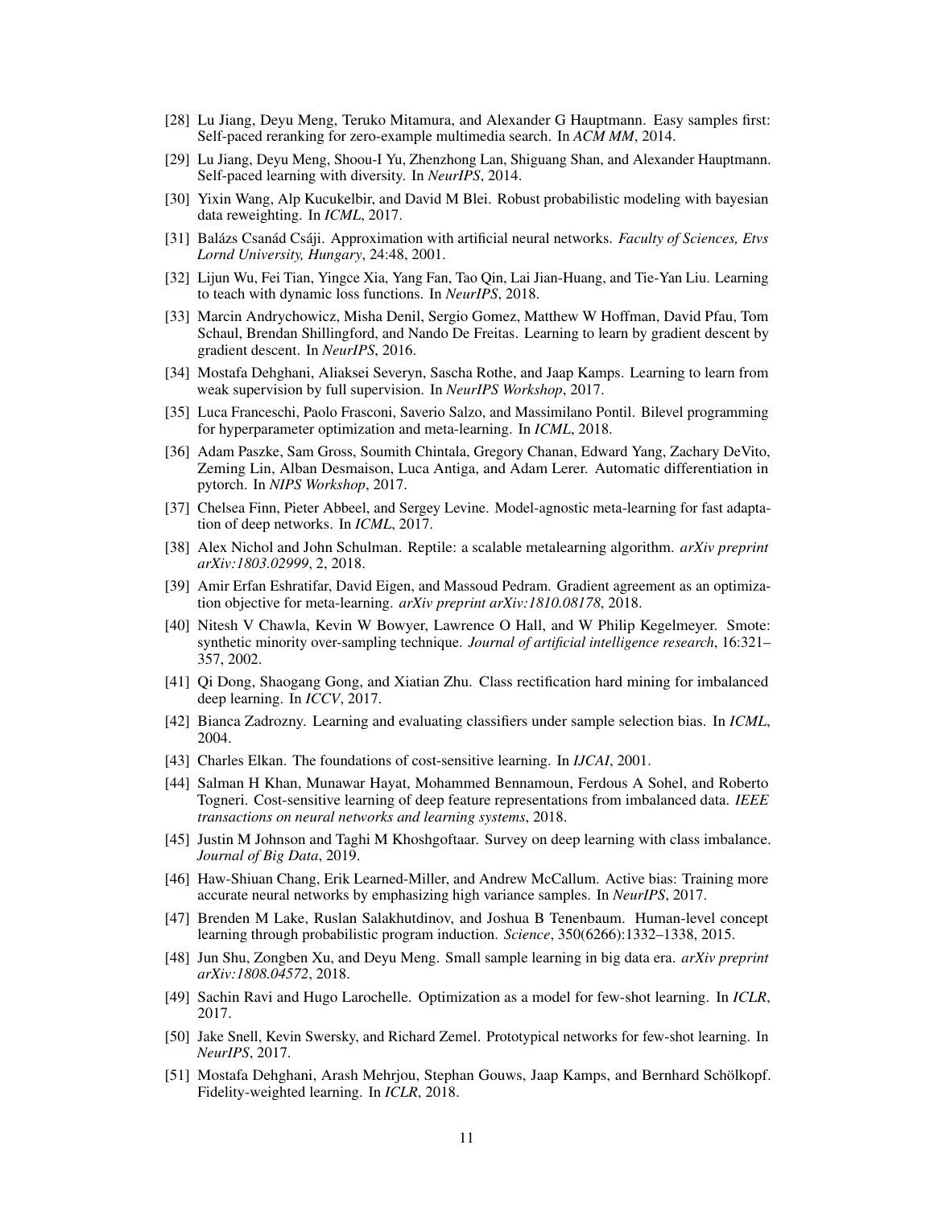[28] Lu Jiang, Deyu Meng, Teruko Mitamura, and Alexander G Hauptmann. Easy samples first: Self-paced reranking for zero-example multimedia search. In *ACM MM*, 2014.

[29] Lu Jiang, Deyu Meng, Shoou-I Yu, Zhenzhong Lan, Shiguang Shan, and Alexander Hauptmann. Self-paced learning with diversity. In *NeurIPS*, 2014.

[30] Yixin Wang, Alp Kucukelbir, and David M Blei. Robust probabilistic modeling with bayesian data reweighting. In *ICML*, 2017.

[31] Balázs Csanád Csáji. Approximation with artificial neural networks. *Faculty of Sciences, Etvs Lornd University, Hungary*, 24:48, 2001.

[32] Lijun Wu, Fei Tian, Yingce Xia, Yang Fan, Tao Qin, Lai Jian-Huang, and Tie-Yan Liu. Learning to teach with dynamic loss functions. In *NeurIPS*, 2018.

[33] Marcin Andrychowicz, Misha Denil, Sergio Gomez, Matthew W Hoffman, David Pfau, Tom Schaul, Brendan Shillingford, and Nando De Freitas. Learning to learn by gradient descent by gradient descent. In *NeurIPS*, 2016.

[34] Mostafa Dehghani, Aliaksei Severyn, Sascha Rothe, and Jaap Kamps. Learning to learn from weak supervision by full supervision. In *NeurIPS Workshop*, 2017.

[35] Luca Franceschi, Paolo Frasconi, Saverio Salzo, and Massimilano Pontil. Bilevel programming for hyperparameter optimization and meta-learning. In *ICML*, 2018.

[36] Adam Paszke, Sam Gross, Soumith Chintala, Gregory Chanan, Edward Yang, Zachary DeVito, Zeming Lin, Alban Desmaison, Luca Antiga, and Adam Lerer. Automatic differentiation in pytorch. In *NIPS Workshop*, 2017.

[37] Chelsea Finn, Pieter Abbeel, and Sergey Levine. Model-agnostic meta-learning for fast adaptation of deep networks. In *ICML*, 2017.

[38] Alex Nichol and John Schulman. Reptile: a scalable metalearning algorithm. *arXiv preprint arXiv:1803.02999*, 2, 2018.

[39] Amir Erfan Eshratifar, David Eigen, and Massoud Pedram. Gradient agreement as an optimization objective for meta-learning. *arXiv preprint arXiv:1810.08178*, 2018.

[40] Nitesh V Chawla, Kevin W Bowyer, Lawrence O Hall, and W Philip Kegelmeyer. Smote: synthetic minority over-sampling technique. *Journal of artificial intelligence research*, 16:321–357, 2002.

[41] Qi Dong, Shaogang Gong, and Xiatian Zhu. Class rectification hard mining for imbalanced deep learning. In *ICCV*, 2017.

[42] Bianca Zadrozny. Learning and evaluating classifiers under sample selection bias. In *ICML*, 2004.

[43] Charles Elkan. The foundations of cost-sensitive learning. In *IJCAI*, 2001.

[44] Salman H Khan, Munawar Hayat, Mohammed Bennamoun, Ferdous A Sohel, and Roberto Togneri. Cost-sensitive learning of deep feature representations from imbalanced data. *IEEE transactions on neural networks and learning systems*, 2018.

[45] Justin M Johnson and Taghi M Khoshgoftaar. Survey on deep learning with class imbalance. *Journal of Big Data*, 2019.

[46] Haw-Shiuan Chang, Erik Learned-Miller, and Andrew McCallum. Active bias: Training more accurate neural networks by emphasizing high variance samples. In *NeurIPS*, 2017.

[47] Brenden M Lake, Ruslan Salakhutdinov, and Joshua B Tenenbaum. Human-level concept learning through probabilistic program induction. *Science*, 350(6266):1332–1338, 2015.

[48] Jun Shu, Zongben Xu, and Deyu Meng. Small sample learning in big data era. *arXiv preprint arXiv:1808.04572*, 2018.

[49] Sachin Ravi and Hugo Larochelle. Optimization as a model for few-shot learning. In *ICLR*, 2017.

[50] Jake Snell, Kevin Swersky, and Richard Zemel. Prototypical networks for few-shot learning. In *NeurIPS*, 2017.

[51] Mostafa Dehghani, Arash Mehrjou, Stephan Gouws, Jaap Kamps, and Bernhard Schölkopf. Fidelity-weighted learning. In *ICLR*, 2018.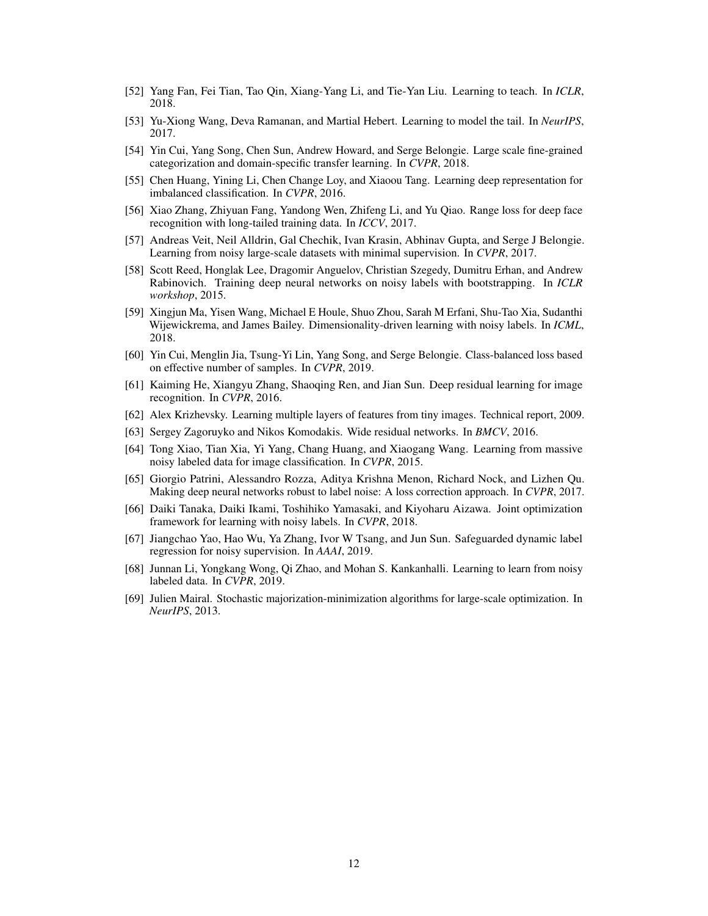[52] Yang Fan, Fei Tian, Tao Qin, Xiang-Yang Li, and Tie-Yan Liu. Learning to teach. In *ICLR*, 2018.

[53] Yu-Xiong Wang, Deva Ramanan, and Martial Hebert. Learning to model the tail. In *NeurIPS*, 2017.

[54] Yin Cui, Yang Song, Chen Sun, Andrew Howard, and Serge Belongie. Large scale fine-grained categorization and domain-specific transfer learning. In *CVPR*, 2018.

[55] Chen Huang, Yining Li, Chen Change Loy, and Xiaoou Tang. Learning deep representation for imbalanced classification. In *CVPR*, 2016.

[56] Xiao Zhang, Zhiyuan Fang, Yandong Wen, Zhifeng Li, and Yu Qiao. Range loss for deep face recognition with long-tailed training data. In *ICCV*, 2017.

[57] Andreas Veit, Neil Alldrin, Gal Chechik, Ivan Krasin, Abhinav Gupta, and Serge J Belongie. Learning from noisy large-scale datasets with minimal supervision. In *CVPR*, 2017.

[58] Scott Reed, Honglak Lee, Dragomir Anguelov, Christian Szegedy, Dumitru Erhan, and Andrew Rabinovich. Training deep neural networks on noisy labels with bootstrapping. In *ICLR workshop*, 2015.

[59] Xingjun Ma, Yisen Wang, Michael E Houle, Shuo Zhou, Sarah M Erfani, Shu-Tao Xia, Sudanthi Wijewickrema, and James Bailey. Dimensionality-driven learning with noisy labels. In *ICML*, 2018.

[60] Yin Cui, Menglin Jia, Tsung-Yi Lin, Yang Song, and Serge Belongie. Class-balanced loss based on effective number of samples. In *CVPR*, 2019.

[61] Kaiming He, Xiangyu Zhang, Shaoqing Ren, and Jian Sun. Deep residual learning for image recognition. In *CVPR*, 2016.

[62] Alex Krizhevsky. Learning multiple layers of features from tiny images. Technical report, 2009.

[63] Sergey Zagoruyko and Nikos Komodakis. Wide residual networks. In *BMCV*, 2016.

[64] Tong Xiao, Tian Xia, Yi Yang, Chang Huang, and Xiaogang Wang. Learning from massive noisy labeled data for image classification. In *CVPR*, 2015.

[65] Giorgio Patrini, Alessandro Rozza, Aditya Krishna Menon, Richard Nock, and Lizhen Qu. Making deep neural networks robust to label noise: A loss correction approach. In *CVPR*, 2017.

[66] Daiki Tanaka, Daiki Ikami, Toshihiko Yamasaki, and Kiyoharu Aizawa. Joint optimization framework for learning with noisy labels. In *CVPR*, 2018.

[67] Jiangchao Yao, Hao Wu, Ya Zhang, Ivor W Tsang, and Jun Sun. Safeguarded dynamic label regression for noisy supervision. In *AAAI*, 2019.

[68] Junnan Li, Yongkang Wong, Qi Zhao, and Mohan S. Kankanhalli. Learning to learn from noisy labeled data. In *CVPR*, 2019.

[69] Julien Mairal. Stochastic majorization-minimization algorithms for large-scale optimization. In *NeurIPS*, 2013.